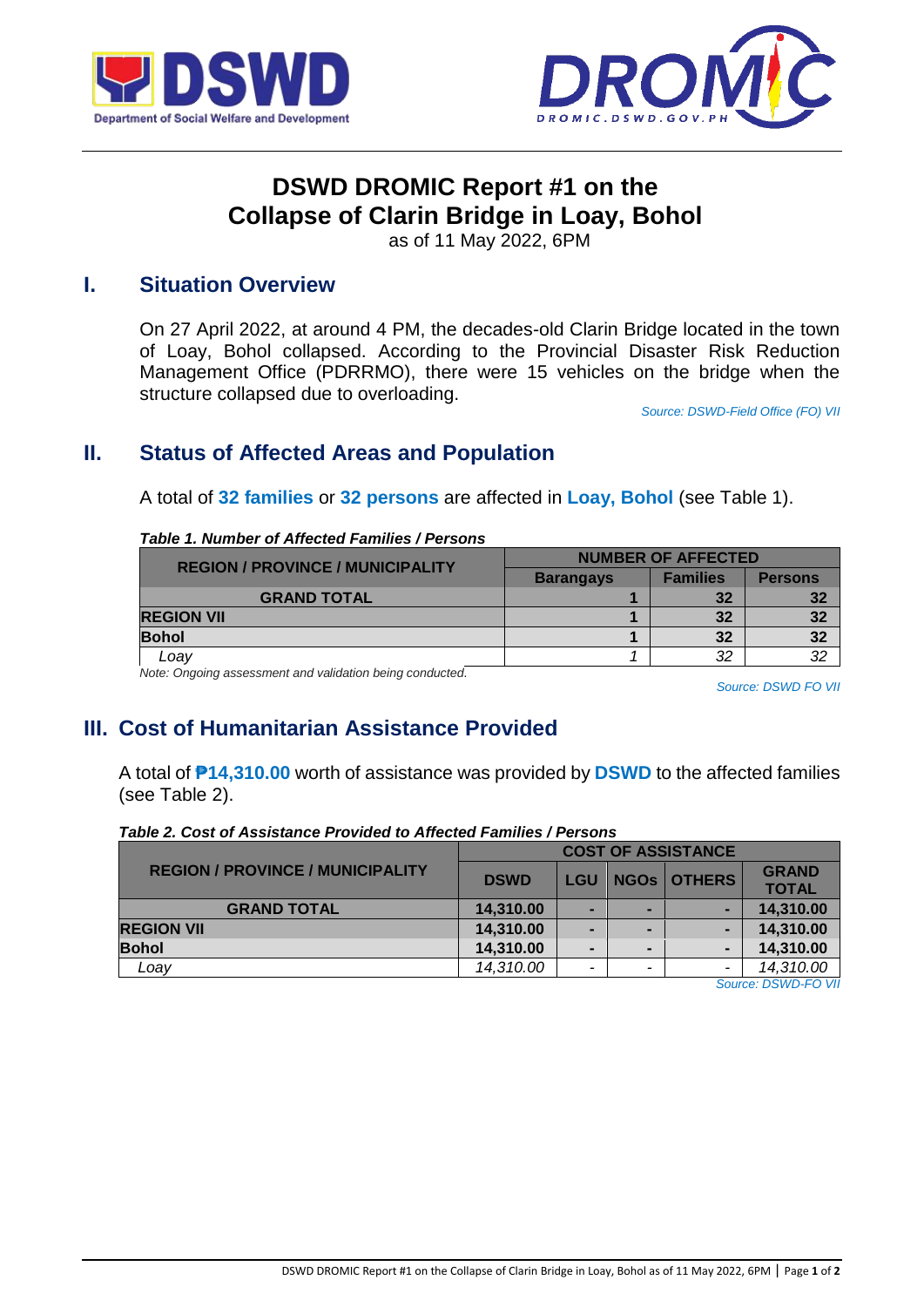# DSWD DROMIC Report #1 on the Collapse of Clarin Bridge in Loay, Bohol

as of 11 May 2022, 6PM

## I. Situation Overview

On 27 April 2022, at around 4 PM, the decades-old Clarin Bridge located in the town of Loay, Bohol collapsed. According to the Provincial Disaster Risk Reduction Management Office (PDRRMO), there were 15 vehicles on the bridge when the structure collapsed due to overloading.

*Source: DSWD-Field Office (FO) VII*

## II. Status of Affected Areas and Population

A total of **32 families** or **32 persons** are affected in **Loay, Bohol** (see Table 1).

***Table 1. Number of Affected Families / Persons***

| REGION / PROVINCE / MUNICIPALITY | NUMBER OF AFFECTED | | |
|---|---|---|---|
| | Barangays | Families | Persons |
| **GRAND TOTAL** | **1** | **32** | **32** |
| **REGION VII** | **1** | **32** | **32** |
| **Bohol** | **1** | **32** | **32** |
| *Loay* | *1* | *32* | *32* |

*Note: Ongoing assessment and validation being conducted.*

*Source: DSWD FO VII*

## III. Cost of Humanitarian Assistance Provided

A total of **₱14,310.00** worth of assistance was provided by **DSWD** to the affected families (see Table 2).

***Table 2. Cost of Assistance Provided to Affected Families / Persons***

| REGION / PROVINCE / MUNICIPALITY | COST OF ASSISTANCE | | | | |
|---|---|---|---|---|---|
| | DSWD | LGU | NGOs | OTHERS | GRAND TOTAL |
| **GRAND TOTAL** | **14,310.00** | **-** | **-** | **-** | **14,310.00** |
| **REGION VII** | **14,310.00** | **-** | **-** | **-** | **14,310.00** |
| **Bohol** | **14,310.00** | **-** | **-** | **-** | **14,310.00** |
| *Loay* | *14,310.00* | - | - | - | *14,310.00* |

*Source: DSWD-FO VII*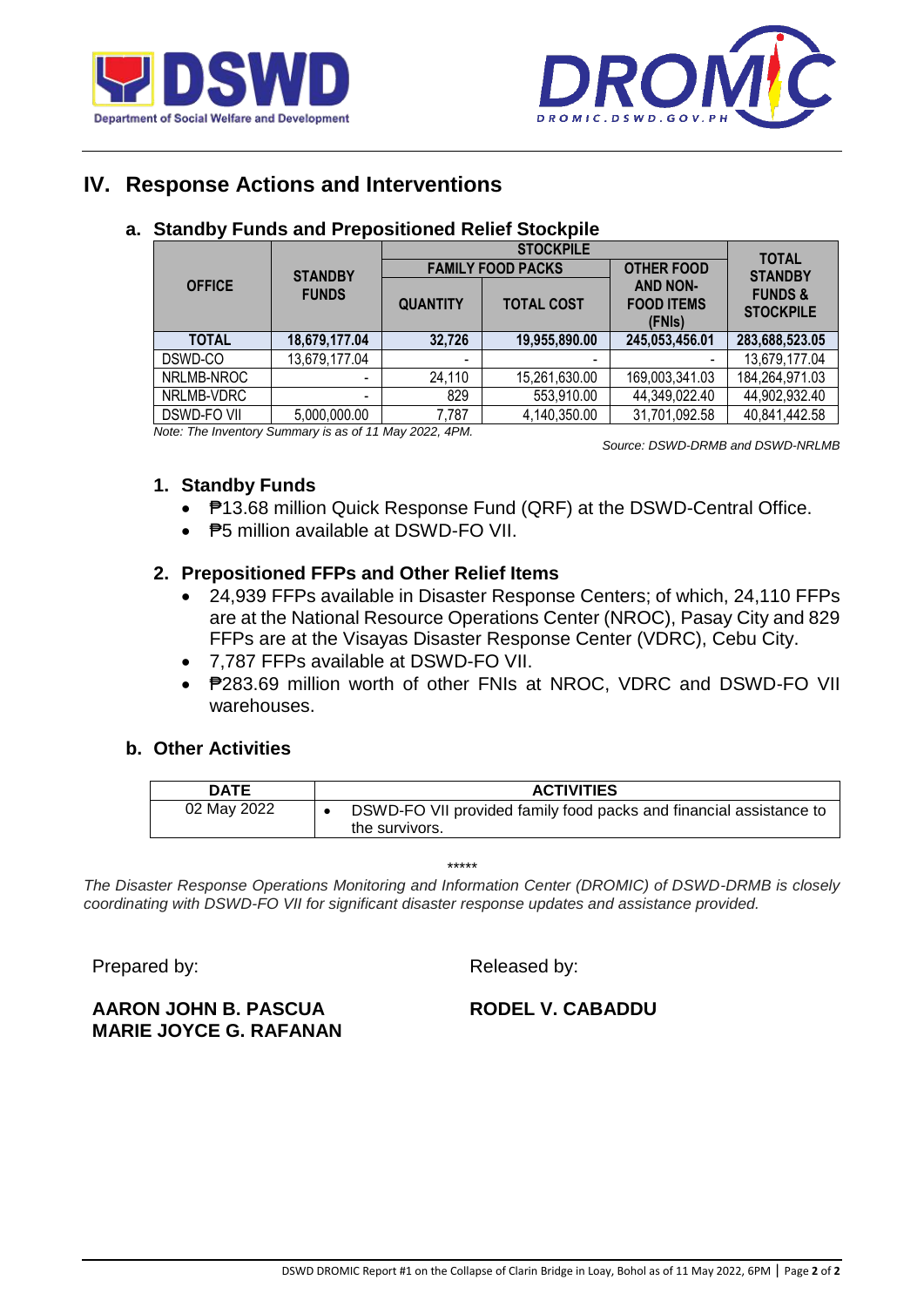# IV. Response Actions and Interventions

## a. Standby Funds and Prepositioned Relief Stockpile

| OFFICE | STANDBY FUNDS | STOCKPILE | | | TOTAL STANDBY FUNDS & STOCKPILE |
|---|---|---|---|---|---|
| | | FAMILY FOOD PACKS | | OTHER FOOD AND NON-FOOD ITEMS (FNIs) | |
| | | QUANTITY | TOTAL COST | | |
| **TOTAL** | **18,679,177.04** | **32,726** | **19,955,890.00** | **245,053,456.01** | **283,688,523.05** |
| DSWD-CO | 13,679,177.04 | - | - | - | 13,679,177.04 |
| NRLMB-NROC | - | 24,110 | 15,261,630.00 | 169,003,341.03 | 184,264,971.03 |
| NRLMB-VDRC | - | 829 | 553,910.00 | 44,349,022.40 | 44,902,932.40 |
| DSWD-FO VII | 5,000,000.00 | 7,787 | 4,140,350.00 | 31,701,092.58 | 40,841,442.58 |

*Note: The Inventory Summary is as of 11 May 2022, 4PM.*

*Source: DSWD-DRMB and DSWD-NRLMB*

### 1. Standby Funds

- ₱13.68 million Quick Response Fund (QRF) at the DSWD-Central Office.
- ₱5 million available at DSWD-FO VII.

### 2. Prepositioned FFPs and Other Relief Items

- 24,939 FFPs available in Disaster Response Centers; of which, 24,110 FFPs are at the National Resource Operations Center (NROC), Pasay City and 829 FFPs are at the Visayas Disaster Response Center (VDRC), Cebu City.
- 7,787 FFPs available at DSWD-FO VII.
- ₱283.69 million worth of other FNIs at NROC, VDRC and DSWD-FO VII warehouses.

## b. Other Activities

| DATE | ACTIVITIES |
|---|---|
| 02 May 2022 | • DSWD-FO VII provided family food packs and financial assistance to the survivors. |

*****

*The Disaster Response Operations Monitoring and Information Center (DROMIC) of DSWD-DRMB is closely coordinating with DSWD-FO VII for significant disaster response updates and assistance provided.*

Prepared by:

**AARON JOHN B. PASCUA**
**MARIE JOYCE G. RAFANAN**

Released by:

**RODEL V. CABADDU**